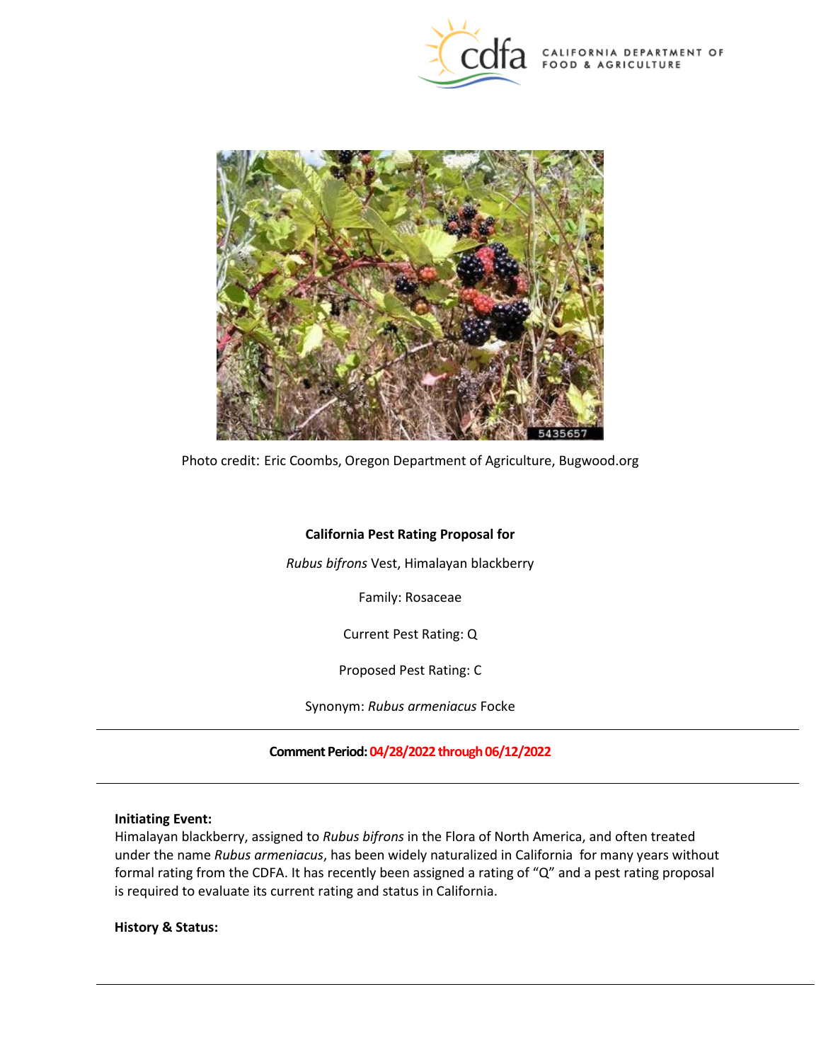Photo credit: Eric Coombs, Oregon Department of Agriculture, Bugwood.org

**California Pest Rating Proposal for**

*Rubus bifrons* Vest, Himalayan blackberry

Family: Rosaceae

Current Pest Rating: Q

Proposed Pest Rating: C

Synonym: *Rubus armeniacus* Focke

---

**Comment Period: 04/28/2022 through 06/12/2022**

---

**Initiating Event:**

Himalayan blackberry, assigned to *Rubus bifrons* in the Flora of North America, and often treated under the name *Rubus armeniacus*, has been widely naturalized in California for many years without formal rating from the CDFA. It has recently been assigned a rating of "Q" and a pest rating proposal is required to evaluate its current rating and status in California.

**History & Status:**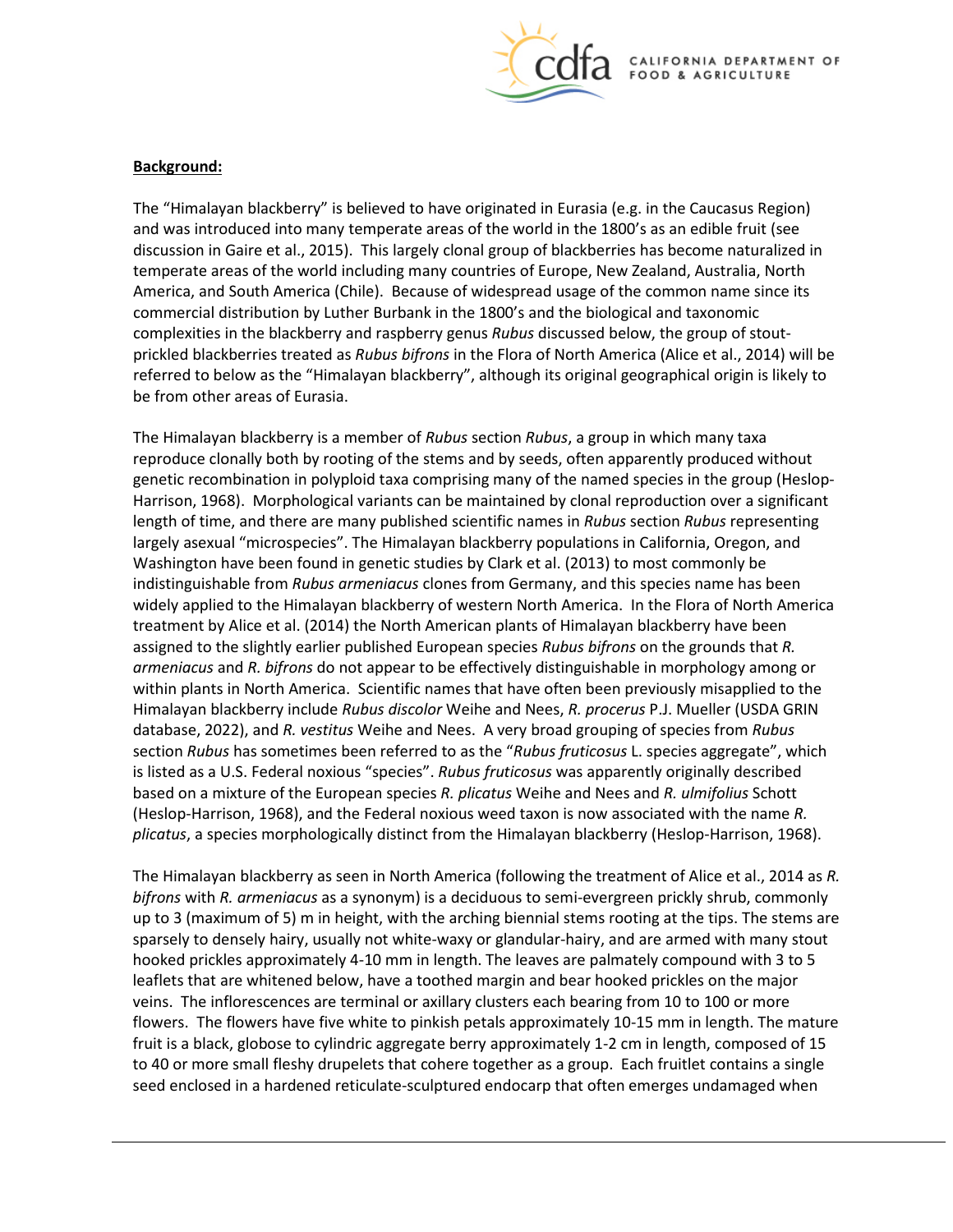**Background:**

The "Himalayan blackberry" is believed to have originated in Eurasia (e.g. in the Caucasus Region) and was introduced into many temperate areas of the world in the 1800's as an edible fruit (see discussion in Gaire et al., 2015). This largely clonal group of blackberries has become naturalized in temperate areas of the world including many countries of Europe, New Zealand, Australia, North America, and South America (Chile). Because of widespread usage of the common name since its commercial distribution by Luther Burbank in the 1800's and the biological and taxonomic complexities in the blackberry and raspberry genus *Rubus* discussed below, the group of stout-prickled blackberries treated as *Rubus bifrons* in the Flora of North America (Alice et al., 2014) will be referred to below as the "Himalayan blackberry", although its original geographical origin is likely to be from other areas of Eurasia.

The Himalayan blackberry is a member of *Rubus* section *Rubus*, a group in which many taxa reproduce clonally both by rooting of the stems and by seeds, often apparently produced without genetic recombination in polyploid taxa comprising many of the named species in the group (Heslop-Harrison, 1968). Morphological variants can be maintained by clonal reproduction over a significant length of time, and there are many published scientific names in *Rubus* section *Rubus* representing largely asexual "microspecies". The Himalayan blackberry populations in California, Oregon, and Washington have been found in genetic studies by Clark et al. (2013) to most commonly be indistinguishable from *Rubus armeniacus* clones from Germany, and this species name has been widely applied to the Himalayan blackberry of western North America. In the Flora of North America treatment by Alice et al. (2014) the North American plants of Himalayan blackberry have been assigned to the slightly earlier published European species *Rubus bifrons* on the grounds that *R. armeniacus* and *R. bifrons* do not appear to be effectively distinguishable in morphology among or within plants in North America. Scientific names that have often been previously misapplied to the Himalayan blackberry include *Rubus discolor* Weihe and Nees, *R. procerus* P.J. Mueller (USDA GRIN database, 2022), and *R. vestitus* Weihe and Nees. A very broad grouping of species from *Rubus* section *Rubus* has sometimes been referred to as the "*Rubus fruticosus* L. species aggregate", which is listed as a U.S. Federal noxious "species". *Rubus fruticosus* was apparently originally described based on a mixture of the European species *R. plicatus* Weihe and Nees and *R. ulmifolius* Schott (Heslop-Harrison, 1968), and the Federal noxious weed taxon is now associated with the name *R. plicatus*, a species morphologically distinct from the Himalayan blackberry (Heslop-Harrison, 1968).

The Himalayan blackberry as seen in North America (following the treatment of Alice et al., 2014 as *R. bifrons* with *R. armeniacus* as a synonym) is a deciduous to semi-evergreen prickly shrub, commonly up to 3 (maximum of 5) m in height, with the arching biennial stems rooting at the tips. The stems are sparsely to densely hairy, usually not white-waxy or glandular-hairy, and are armed with many stout hooked prickles approximately 4-10 mm in length. The leaves are palmately compound with 3 to 5 leaflets that are whitened below, have a toothed margin and bear hooked prickles on the major veins. The inflorescences are terminal or axillary clusters each bearing from 10 to 100 or more flowers. The flowers have five white to pinkish petals approximately 10-15 mm in length. The mature fruit is a black, globose to cylindric aggregate berry approximately 1-2 cm in length, composed of 15 to 40 or more small fleshy drupelets that cohere together as a group. Each fruitlet contains a single seed enclosed in a hardened reticulate-sculptured endocarp that often emerges undamaged when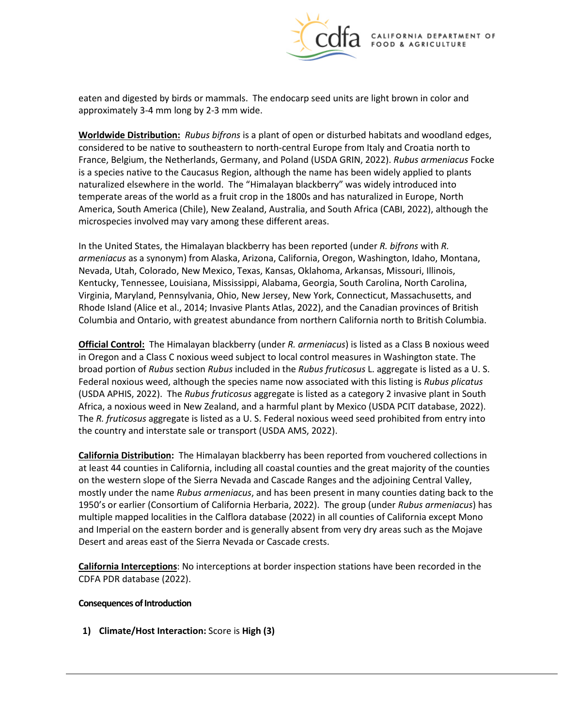eaten and digested by birds or mammals. The endocarp seed units are light brown in color and approximately 3-4 mm long by 2-3 mm wide.

**Worldwide Distribution:** *Rubus bifrons* is a plant of open or disturbed habitats and woodland edges, considered to be native to southeastern to north-central Europe from Italy and Croatia north to France, Belgium, the Netherlands, Germany, and Poland (USDA GRIN, 2022). *Rubus armeniacus* Focke is a species native to the Caucasus Region, although the name has been widely applied to plants naturalized elsewhere in the world. The "Himalayan blackberry" was widely introduced into temperate areas of the world as a fruit crop in the 1800s and has naturalized in Europe, North America, South America (Chile), New Zealand, Australia, and South Africa (CABI, 2022), although the microspecies involved may vary among these different areas.

In the United States, the Himalayan blackberry has been reported (under *R. bifrons* with *R. armeniacus* as a synonym) from Alaska, Arizona, California, Oregon, Washington, Idaho, Montana, Nevada, Utah, Colorado, New Mexico, Texas, Kansas, Oklahoma, Arkansas, Missouri, Illinois, Kentucky, Tennessee, Louisiana, Mississippi, Alabama, Georgia, South Carolina, North Carolina, Virginia, Maryland, Pennsylvania, Ohio, New Jersey, New York, Connecticut, Massachusetts, and Rhode Island (Alice et al., 2014; Invasive Plants Atlas, 2022), and the Canadian provinces of British Columbia and Ontario, with greatest abundance from northern California north to British Columbia.

**Official Control:** The Himalayan blackberry (under *R. armeniacus*) is listed as a Class B noxious weed in Oregon and a Class C noxious weed subject to local control measures in Washington state. The broad portion of *Rubus* section *Rubus* included in the *Rubus fruticosus* L. aggregate is listed as a U. S. Federal noxious weed, although the species name now associated with this listing is *Rubus plicatus* (USDA APHIS, 2022). The *Rubus fruticosus* aggregate is listed as a category 2 invasive plant in South Africa, a noxious weed in New Zealand, and a harmful plant by Mexico (USDA PCIT database, 2022). The *R. fruticosus* aggregate is listed as a U. S. Federal noxious weed seed prohibited from entry into the country and interstate sale or transport (USDA AMS, 2022).

**California Distribution:** The Himalayan blackberry has been reported from vouchered collections in at least 44 counties in California, including all coastal counties and the great majority of the counties on the western slope of the Sierra Nevada and Cascade Ranges and the adjoining Central Valley, mostly under the name *Rubus armeniacus*, and has been present in many counties dating back to the 1950's or earlier (Consortium of California Herbaria, 2022). The group (under *Rubus armeniacus*) has multiple mapped localities in the Calflora database (2022) in all counties of California except Mono and Imperial on the eastern border and is generally absent from very dry areas such as the Mojave Desert and areas east of the Sierra Nevada or Cascade crests.

**California Interceptions**: No interceptions at border inspection stations have been recorded in the CDFA PDR database (2022).

**Consequences of Introduction**

1) **Climate/Host Interaction:** Score is **High (3)**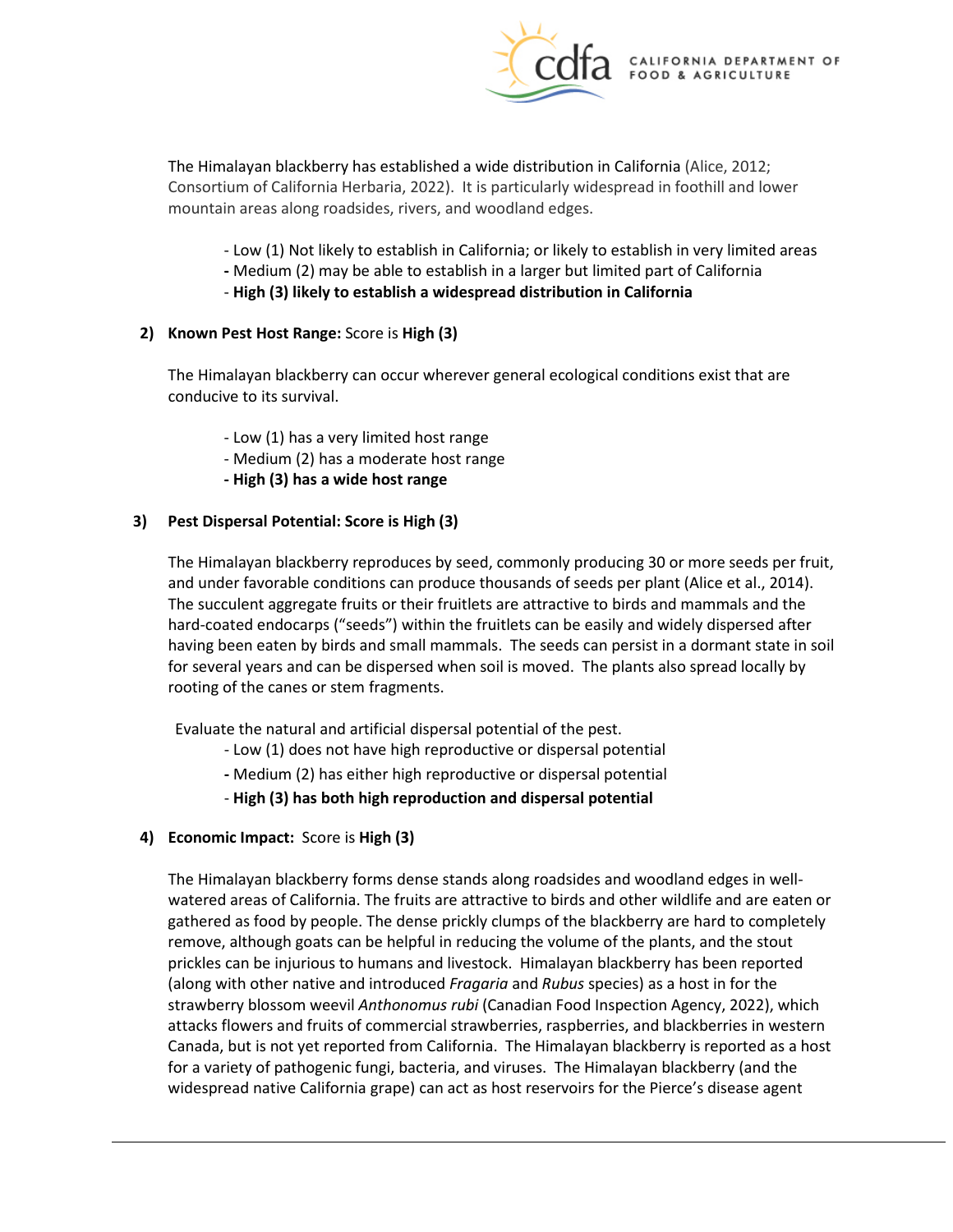The Himalayan blackberry has established a wide distribution in California (Alice, 2012; Consortium of California Herbaria, 2022). It is particularly widespread in foothill and lower mountain areas along roadsides, rivers, and woodland edges.

- Low (1) Not likely to establish in California; or likely to establish in very limited areas
- Medium (2) may be able to establish in a larger but limited part of California
- **High (3) likely to establish a widespread distribution in California**

**2) Known Pest Host Range:** Score is **High (3)**

The Himalayan blackberry can occur wherever general ecological conditions exist that are conducive to its survival.

- Low (1) has a very limited host range
- Medium (2) has a moderate host range
- **High (3) has a wide host range**

**3) Pest Dispersal Potential: Score is High (3)**

The Himalayan blackberry reproduces by seed, commonly producing 30 or more seeds per fruit, and under favorable conditions can produce thousands of seeds per plant (Alice et al., 2014). The succulent aggregate fruits or their fruitlets are attractive to birds and mammals and the hard-coated endocarps ("seeds") within the fruitlets can be easily and widely dispersed after having been eaten by birds and small mammals. The seeds can persist in a dormant state in soil for several years and can be dispersed when soil is moved. The plants also spread locally by rooting of the canes or stem fragments.

Evaluate the natural and artificial dispersal potential of the pest.

- Low (1) does not have high reproductive or dispersal potential
- Medium (2) has either high reproductive or dispersal potential
- **High (3) has both high reproduction and dispersal potential**

**4) Economic Impact:** Score is **High (3)**

The Himalayan blackberry forms dense stands along roadsides and woodland edges in well-watered areas of California. The fruits are attractive to birds and other wildlife and are eaten or gathered as food by people. The dense prickly clumps of the blackberry are hard to completely remove, although goats can be helpful in reducing the volume of the plants, and the stout prickles can be injurious to humans and livestock. Himalayan blackberry has been reported (along with other native and introduced *Fragaria* and *Rubus* species) as a host in for the strawberry blossom weevil *Anthonomus rubi* (Canadian Food Inspection Agency, 2022), which attacks flowers and fruits of commercial strawberries, raspberries, and blackberries in western Canada, but is not yet reported from California. The Himalayan blackberry is reported as a host for a variety of pathogenic fungi, bacteria, and viruses. The Himalayan blackberry (and the widespread native California grape) can act as host reservoirs for the Pierce's disease agent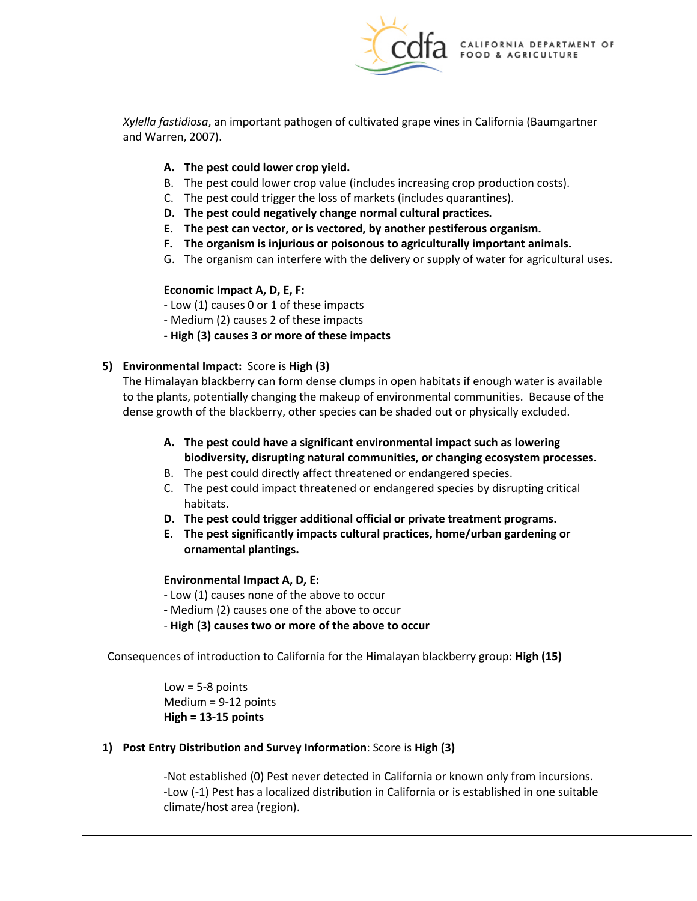*Xylella fastidiosa*, an important pathogen of cultivated grape vines in California (Baumgartner and Warren, 2007).

- **A. The pest could lower crop yield.**
- B. The pest could lower crop value (includes increasing crop production costs).
- C. The pest could trigger the loss of markets (includes quarantines).
- **D. The pest could negatively change normal cultural practices.**
- **E. The pest can vector, or is vectored, by another pestiferous organism.**
- **F. The organism is injurious or poisonous to agriculturally important animals.**
- G. The organism can interfere with the delivery or supply of water for agricultural uses.

**Economic Impact A, D, E, F:**

- Low (1) causes 0 or 1 of these impacts
- Medium (2) causes 2 of these impacts
- **High (3) causes 3 or more of these impacts**

**5) Environmental Impact:** Score is **High (3)**

The Himalayan blackberry can form dense clumps in open habitats if enough water is available to the plants, potentially changing the makeup of environmental communities. Because of the dense growth of the blackberry, other species can be shaded out or physically excluded.

- **A. The pest could have a significant environmental impact such as lowering biodiversity, disrupting natural communities, or changing ecosystem processes.**
- B. The pest could directly affect threatened or endangered species.
- C. The pest could impact threatened or endangered species by disrupting critical habitats.
- **D. The pest could trigger additional official or private treatment programs.**
- **E. The pest significantly impacts cultural practices, home/urban gardening or ornamental plantings.**

**Environmental Impact A, D, E:**

- Low (1) causes none of the above to occur
- Medium (2) causes one of the above to occur
- **High (3) causes two or more of the above to occur**

Consequences of introduction to California for the Himalayan blackberry group: **High (15)**

Low = 5-8 points
Medium = 9-12 points
**High = 13-15 points**

**1) Post Entry Distribution and Survey Information**: Score is **High (3)**

-Not established (0) Pest never detected in California or known only from incursions.
-Low (-1) Pest has a localized distribution in California or is established in one suitable climate/host area (region).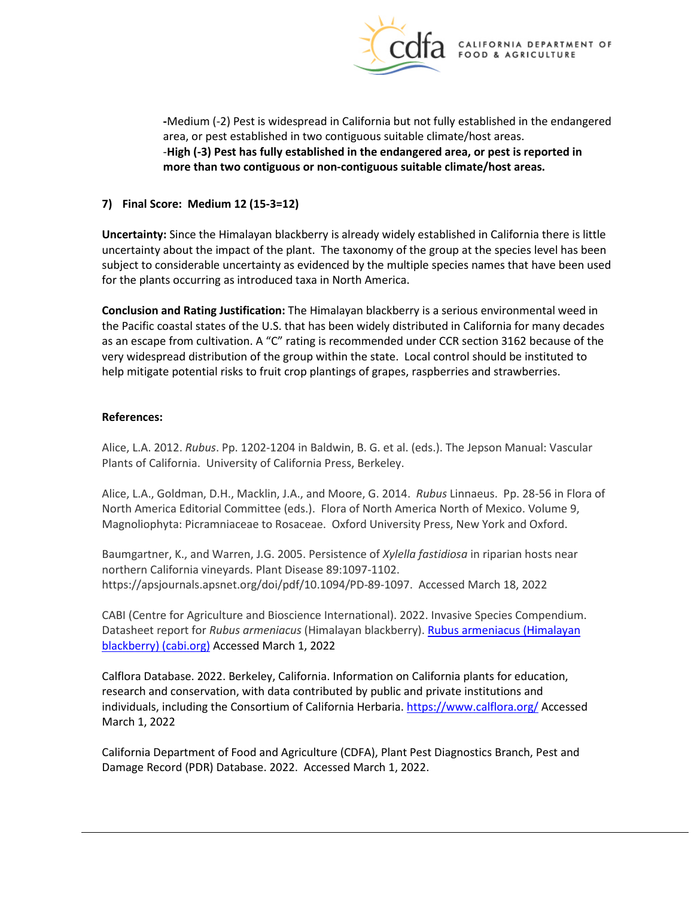-Medium (-2) Pest is widespread in California but not fully established in the endangered area, or pest established in two contiguous suitable climate/host areas.
-**High (-3) Pest has fully established in the endangered area, or pest is reported in more than two contiguous or non-contiguous suitable climate/host areas.**

**7) Final Score: Medium 12 (15-3=12)**

**Uncertainty:** Since the Himalayan blackberry is already widely established in California there is little uncertainty about the impact of the plant. The taxonomy of the group at the species level has been subject to considerable uncertainty as evidenced by the multiple species names that have been used for the plants occurring as introduced taxa in North America.

**Conclusion and Rating Justification:** The Himalayan blackberry is a serious environmental weed in the Pacific coastal states of the U.S. that has been widely distributed in California for many decades as an escape from cultivation. A "C" rating is recommended under CCR section 3162 because of the very widespread distribution of the group within the state. Local control should be instituted to help mitigate potential risks to fruit crop plantings of grapes, raspberries and strawberries.

**References:**

Alice, L.A. 2012. *Rubus*. Pp. 1202-1204 in Baldwin, B. G. et al. (eds.). The Jepson Manual: Vascular Plants of California. University of California Press, Berkeley.

Alice, L.A., Goldman, D.H., Macklin, J.A., and Moore, G. 2014. *Rubus* Linnaeus. Pp. 28-56 in Flora of North America Editorial Committee (eds.). Flora of North America North of Mexico. Volume 9, Magnoliophyta: Picramniaceae to Rosaceae. Oxford University Press, New York and Oxford.

Baumgartner, K., and Warren, J.G. 2005. Persistence of *Xylella fastidiosa* in riparian hosts near northern California vineyards. Plant Disease 89:1097-1102. https://apsjournals.apsnet.org/doi/pdf/10.1094/PD-89-1097. Accessed March 18, 2022

CABI (Centre for Agriculture and Bioscience International). 2022. Invasive Species Compendium. Datasheet report for *Rubus armeniacus* (Himalayan blackberry). Rubus armeniacus (Himalayan blackberry) (cabi.org) Accessed March 1, 2022

Calflora Database. 2022. Berkeley, California. Information on California plants for education, research and conservation, with data contributed by public and private institutions and individuals, including the Consortium of California Herbaria. https://www.calflora.org/ Accessed March 1, 2022

California Department of Food and Agriculture (CDFA), Plant Pest Diagnostics Branch, Pest and Damage Record (PDR) Database. 2022. Accessed March 1, 2022.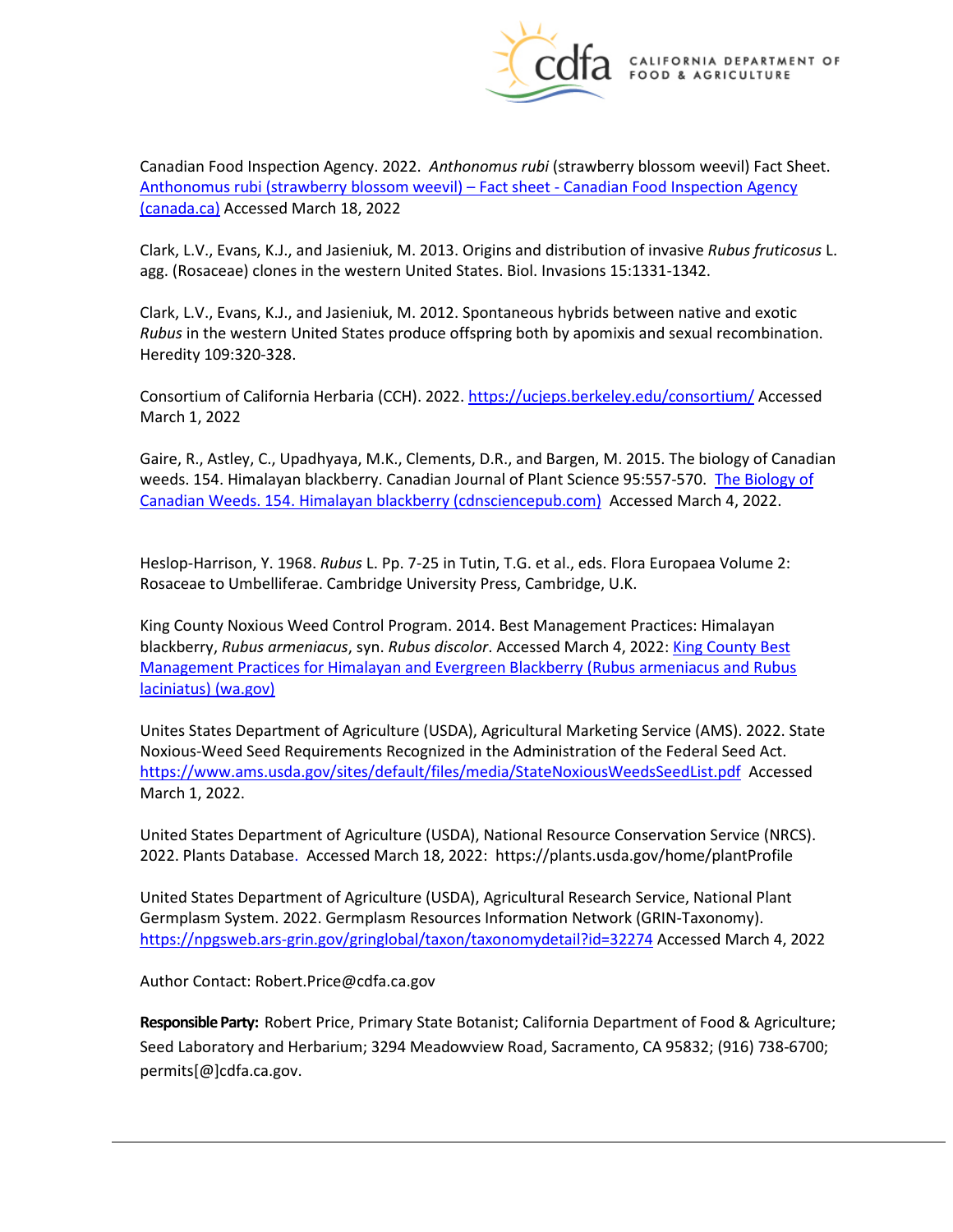Canadian Food Inspection Agency. 2022. *Anthonomus rubi* (strawberry blossom weevil) Fact Sheet. [Anthonomus rubi (strawberry blossom weevil) – Fact sheet - Canadian Food Inspection Agency (canada.ca)]() Accessed March 18, 2022

Clark, L.V., Evans, K.J., and Jasieniuk, M. 2013. Origins and distribution of invasive *Rubus fruticosus* L. agg. (Rosaceae) clones in the western United States. Biol. Invasions 15:1331-1342.

Clark, L.V., Evans, K.J., and Jasieniuk, M. 2012. Spontaneous hybrids between native and exotic *Rubus* in the western United States produce offspring both by apomixis and sexual recombination. Heredity 109:320-328.

Consortium of California Herbaria (CCH). 2022. https://ucjeps.berkeley.edu/consortium/ Accessed March 1, 2022

Gaire, R., Astley, C., Upadhyaya, M.K., Clements, D.R., and Bargen, M. 2015. The biology of Canadian weeds. 154. Himalayan blackberry. Canadian Journal of Plant Science 95:557-570. [The Biology of Canadian Weeds. 154. Himalayan blackberry (cdnsciencepub.com)]() Accessed March 4, 2022.

Heslop-Harrison, Y. 1968. *Rubus* L. Pp. 7-25 in Tutin, T.G. et al., eds. Flora Europaea Volume 2: Rosaceae to Umbelliferae. Cambridge University Press, Cambridge, U.K.

King County Noxious Weed Control Program. 2014. Best Management Practices: Himalayan blackberry, *Rubus armeniacus*, syn. *Rubus discolor*. Accessed March 4, 2022: [King County Best Management Practices for Himalayan and Evergreen Blackberry (Rubus armeniacus and Rubus laciniatus) (wa.gov)]()

Unites States Department of Agriculture (USDA), Agricultural Marketing Service (AMS). 2022. State Noxious-Weed Seed Requirements Recognized in the Administration of the Federal Seed Act. https://www.ams.usda.gov/sites/default/files/media/StateNoxiousWeedsSeedList.pdf Accessed March 1, 2022.

United States Department of Agriculture (USDA), National Resource Conservation Service (NRCS). 2022. Plants Database. Accessed March 18, 2022: https://plants.usda.gov/home/plantProfile

United States Department of Agriculture (USDA), Agricultural Research Service, National Plant Germplasm System. 2022. Germplasm Resources Information Network (GRIN-Taxonomy). https://npgsweb.ars-grin.gov/gringlobal/taxon/taxonomydetail?id=32274 Accessed March 4, 2022

Author Contact: Robert.Price@cdfa.ca.gov

**Responsible Party:** Robert Price, Primary State Botanist; California Department of Food & Agriculture; Seed Laboratory and Herbarium; 3294 Meadowview Road, Sacramento, CA 95832; (916) 738-6700; permits[@]cdfa.ca.gov.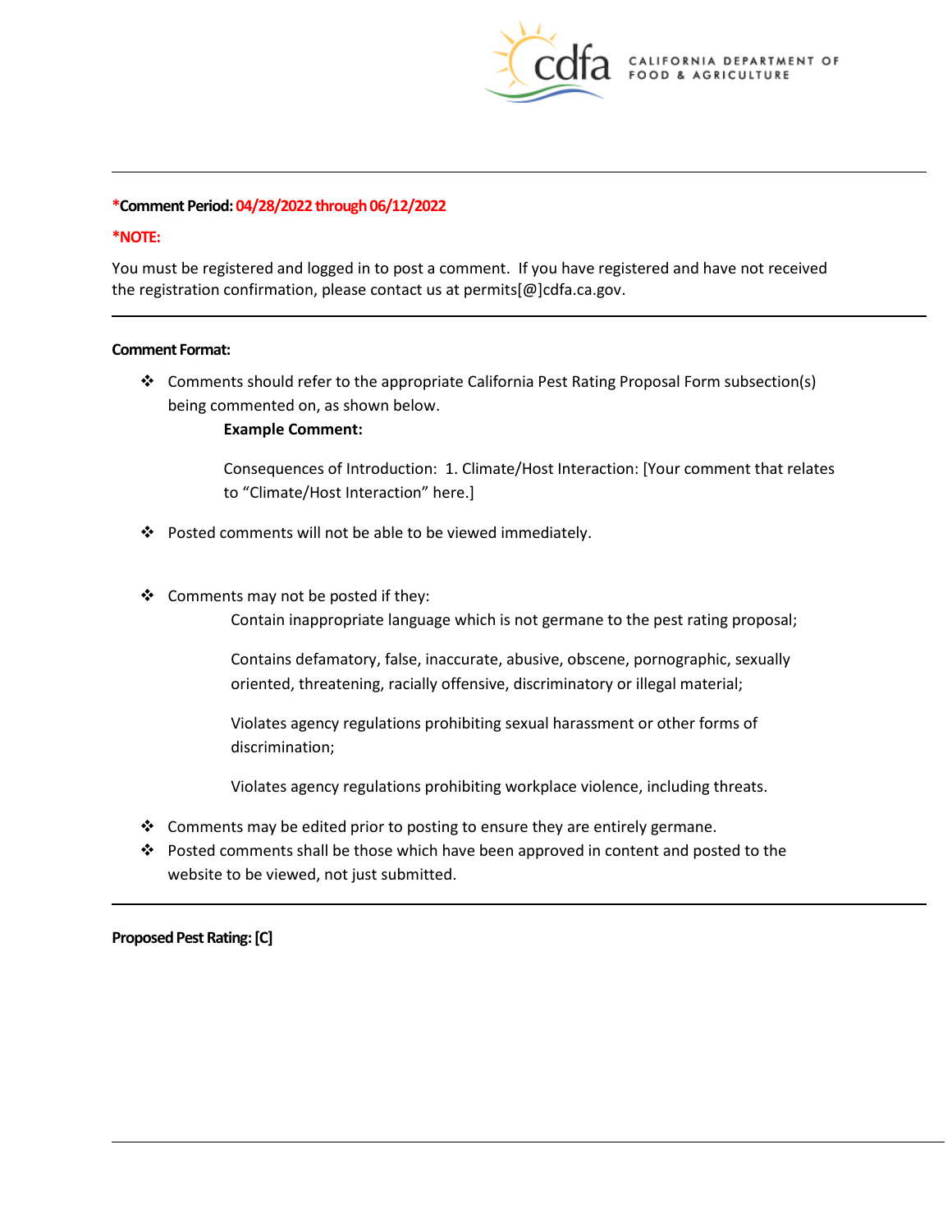***Comment Period:** 04/28/2022 through 06/12/2022

***NOTE:**

You must be registered and logged in to post a comment. If you have registered and have not received the registration confirmation, please contact us at permits[@]cdfa.ca.gov.

---

**Comment Format:**

- Comments should refer to the appropriate California Pest Rating Proposal Form subsection(s) being commented on, as shown below.

  **Example Comment:**

  Consequences of Introduction: 1. Climate/Host Interaction: [Your comment that relates to "Climate/Host Interaction" here.]

- Posted comments will not be able to be viewed immediately.

- Comments may not be posted if they:

  Contain inappropriate language which is not germane to the pest rating proposal;

  Contains defamatory, false, inaccurate, abusive, obscene, pornographic, sexually oriented, threatening, racially offensive, discriminatory or illegal material;

  Violates agency regulations prohibiting sexual harassment or other forms of discrimination;

  Violates agency regulations prohibiting workplace violence, including threats.

- Comments may be edited prior to posting to ensure they are entirely germane.
- Posted comments shall be those which have been approved in content and posted to the website to be viewed, not just submitted.

---

**Proposed Pest Rating: [C]**